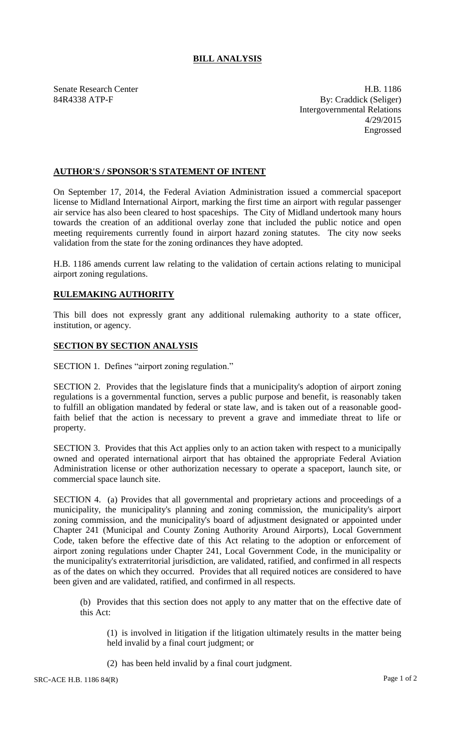# BILL ANALYSIS

Senate Research Center
84R4338 ATP-F

H.B. 1186
By: Craddick (Seliger)
Intergovernmental Relations
4/29/2015
Engrossed

## AUTHOR'S / SPONSOR'S STATEMENT OF INTENT

On September 17, 2014, the Federal Aviation Administration issued a commercial spaceport license to Midland International Airport, marking the first time an airport with regular passenger air service has also been cleared to host spaceships. The City of Midland undertook many hours towards the creation of an additional overlay zone that included the public notice and open meeting requirements currently found in airport hazard zoning statutes. The city now seeks validation from the state for the zoning ordinances they have adopted.

H.B. 1186 amends current law relating to the validation of certain actions relating to municipal airport zoning regulations.

## RULEMAKING AUTHORITY

This bill does not expressly grant any additional rulemaking authority to a state officer, institution, or agency.

## SECTION BY SECTION ANALYSIS

SECTION 1. Defines "airport zoning regulation."

SECTION 2. Provides that the legislature finds that a municipality's adoption of airport zoning regulations is a governmental function, serves a public purpose and benefit, is reasonably taken to fulfill an obligation mandated by federal or state law, and is taken out of a reasonable good-faith belief that the action is necessary to prevent a grave and immediate threat to life or property.

SECTION 3. Provides that this Act applies only to an action taken with respect to a municipally owned and operated international airport that has obtained the appropriate Federal Aviation Administration license or other authorization necessary to operate a spaceport, launch site, or commercial space launch site.

SECTION 4. (a) Provides that all governmental and proprietary actions and proceedings of a municipality, the municipality's planning and zoning commission, the municipality's airport zoning commission, and the municipality's board of adjustment designated or appointed under Chapter 241 (Municipal and County Zoning Authority Around Airports), Local Government Code, taken before the effective date of this Act relating to the adoption or enforcement of airport zoning regulations under Chapter 241, Local Government Code, in the municipality or the municipality's extraterritorial jurisdiction, are validated, ratified, and confirmed in all respects as of the dates on which they occurred. Provides that all required notices are considered to have been given and are validated, ratified, and confirmed in all respects.

(b) Provides that this section does not apply to any matter that on the effective date of this Act:

(1) is involved in litigation if the litigation ultimately results in the matter being held invalid by a final court judgment; or

(2) has been held invalid by a final court judgment.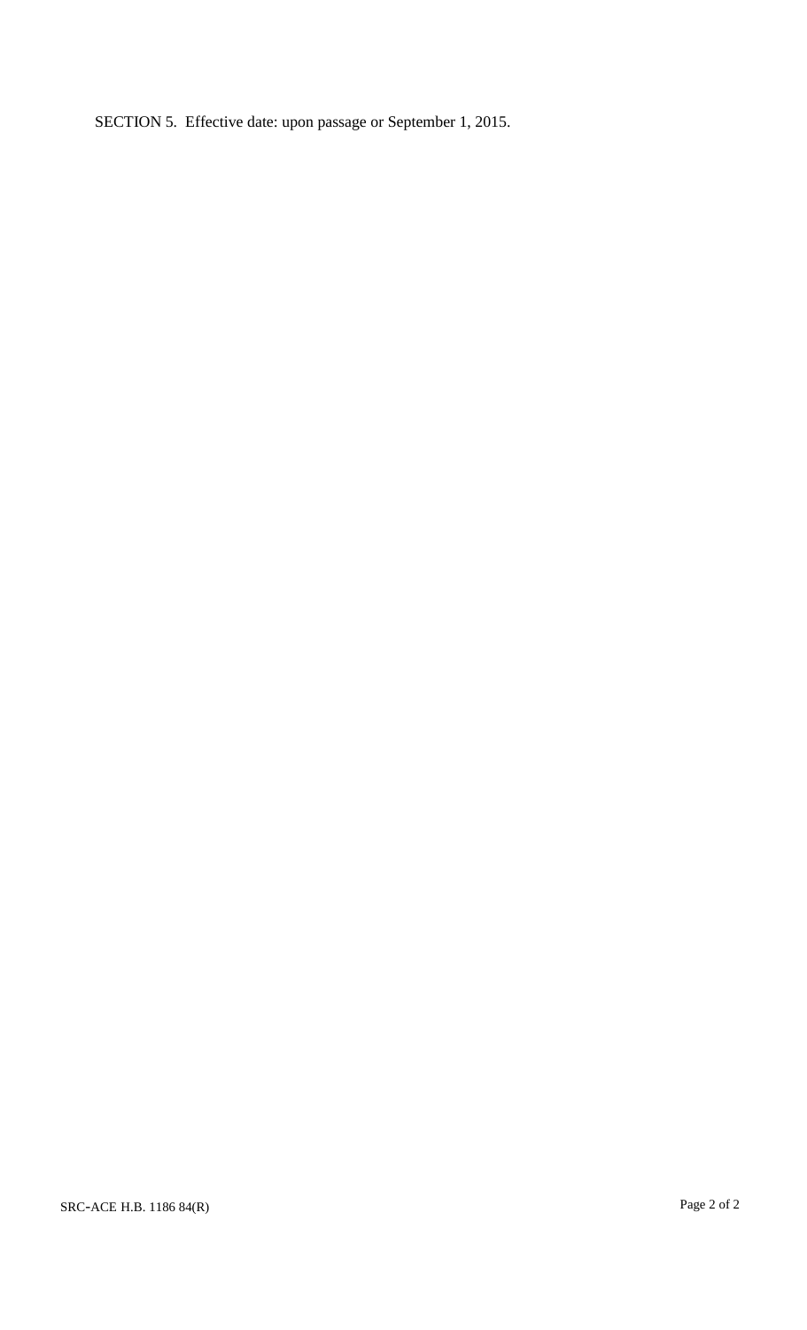SECTION 5. Effective date: upon passage or September 1, 2015.